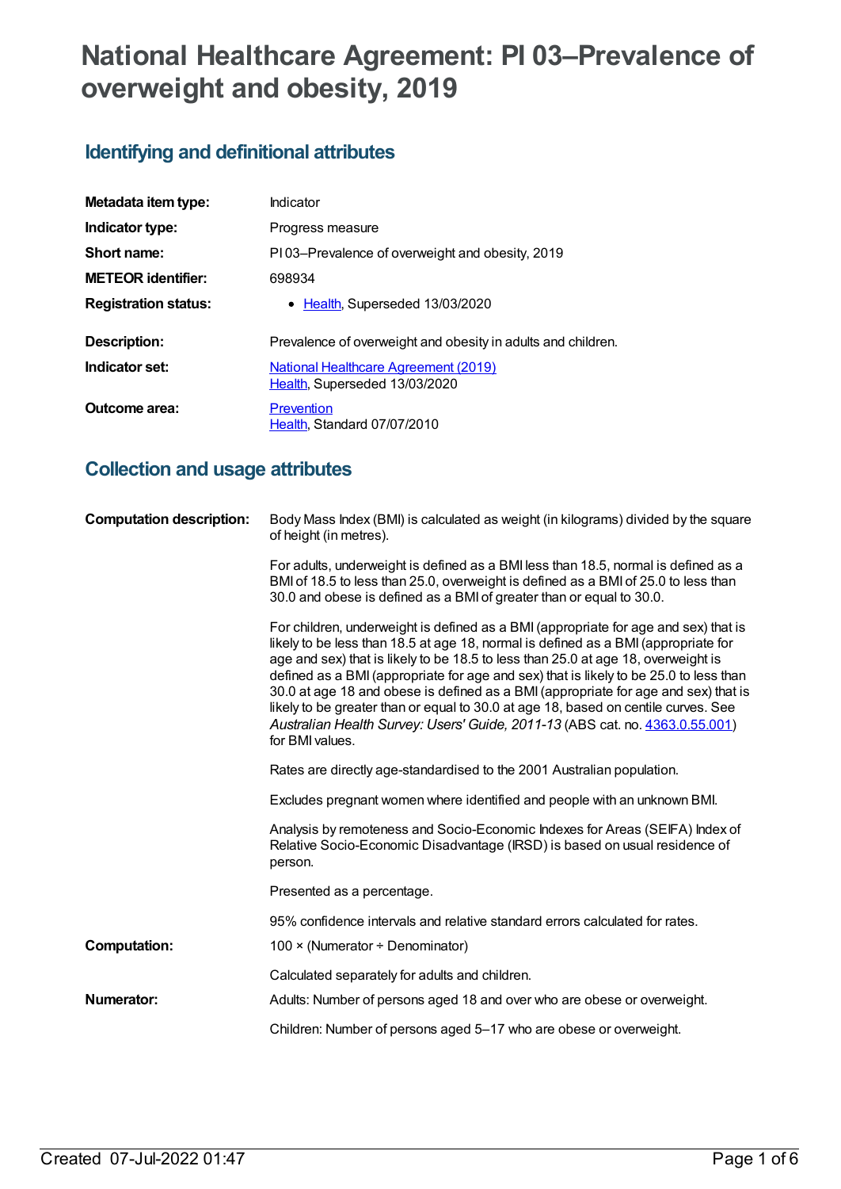# National Healthcare Agreement: PI 03–Prevalence of overweight and obesity, 2019

## Identifying and definitional attributes

| | |
|---|---|
| **Metadata item type:** | Indicator |
| **Indicator type:** | Progress measure |
| **Short name:** | PI 03–Prevalence of overweight and obesity, 2019 |
| **METEOR identifier:** | 698934 |
| **Registration status:** | • Health, Superseded 13/03/2020 |
| **Description:** | Prevalence of overweight and obesity in adults and children. |
| **Indicator set:** | National Healthcare Agreement (2019) Health, Superseded 13/03/2020 |
| **Outcome area:** | Prevention Health, Standard 07/07/2010 |

## Collection and usage attributes

**Computation description:**

Body Mass Index (BMI) is calculated as weight (in kilograms) divided by the square of height (in metres).

For adults, underweight is defined as a BMI less than 18.5, normal is defined as a BMI of 18.5 to less than 25.0, overweight is defined as a BMI of 25.0 to less than 30.0 and obese is defined as a BMI of greater than or equal to 30.0.

For children, underweight is defined as a BMI (appropriate for age and sex) that is likely to be less than 18.5 at age 18, normal is defined as a BMI (appropriate for age and sex) that is likely to be 18.5 to less than 25.0 at age 18, overweight is defined as a BMI (appropriate for age and sex) that is likely to be 25.0 to less than 30.0 at age 18 and obese is defined as a BMI (appropriate for age and sex) that is likely to be greater than or equal to 30.0 at age 18, based on centile curves. See *Australian Health Survey: Users' Guide, 2011-13* (ABS cat. no. 4363.0.55.001) for BMI values.

Rates are directly age-standardised to the 2001 Australian population.

Excludes pregnant women where identified and people with an unknown BMI.

Analysis by remoteness and Socio-Economic Indexes for Areas (SEIFA) Index of Relative Socio-Economic Disadvantage (IRSD) is based on usual residence of person.

Presented as a percentage.

95% confidence intervals and relative standard errors calculated for rates.

**Computation:**

100 × (Numerator ÷ Denominator)

Calculated separately for adults and children.

**Numerator:**

Adults: Number of persons aged 18 and over who are obese or overweight.

Children: Number of persons aged 5–17 who are obese or overweight.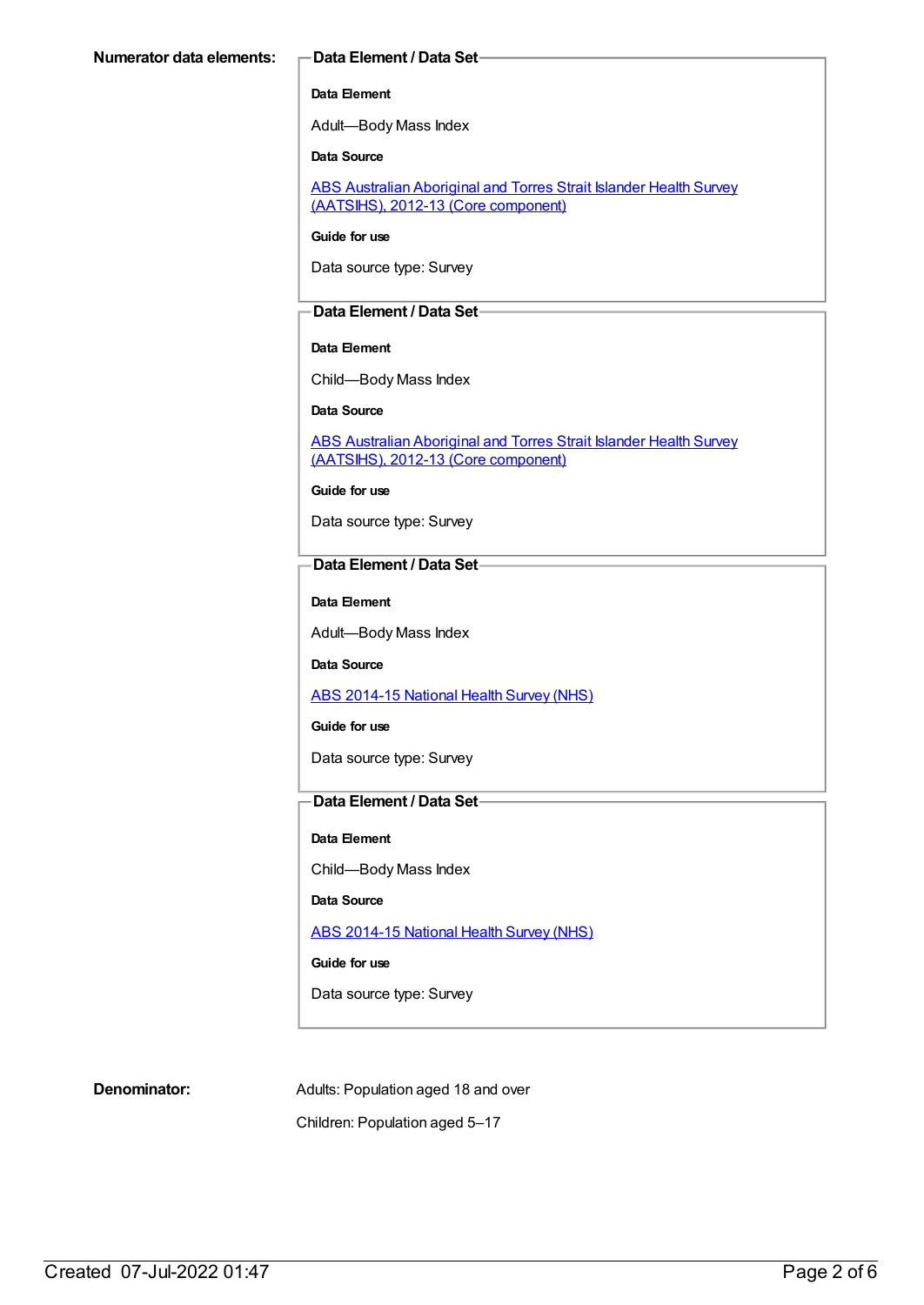**Numerator data elements:**

**Data Element / Data Set**

**Data Element**

Adult—Body Mass Index

**Data Source**

ABS Australian Aboriginal and Torres Strait Islander Health Survey (AATSIHS), 2012-13 (Core component)

**Guide for use**

Data source type: Survey

**Data Element / Data Set**

**Data Element**

Child—Body Mass Index

**Data Source**

ABS Australian Aboriginal and Torres Strait Islander Health Survey (AATSIHS), 2012-13 (Core component)

**Guide for use**

Data source type: Survey

**Data Element / Data Set**

**Data Element**

Adult—Body Mass Index

**Data Source**

ABS 2014-15 National Health Survey (NHS)

**Guide for use**

Data source type: Survey

**Data Element / Data Set**

**Data Element**

Child—Body Mass Index

**Data Source**

ABS 2014-15 National Health Survey (NHS)

**Guide for use**

Data source type: Survey

**Denominator:**

Adults: Population aged 18 and over

Children: Population aged 5–17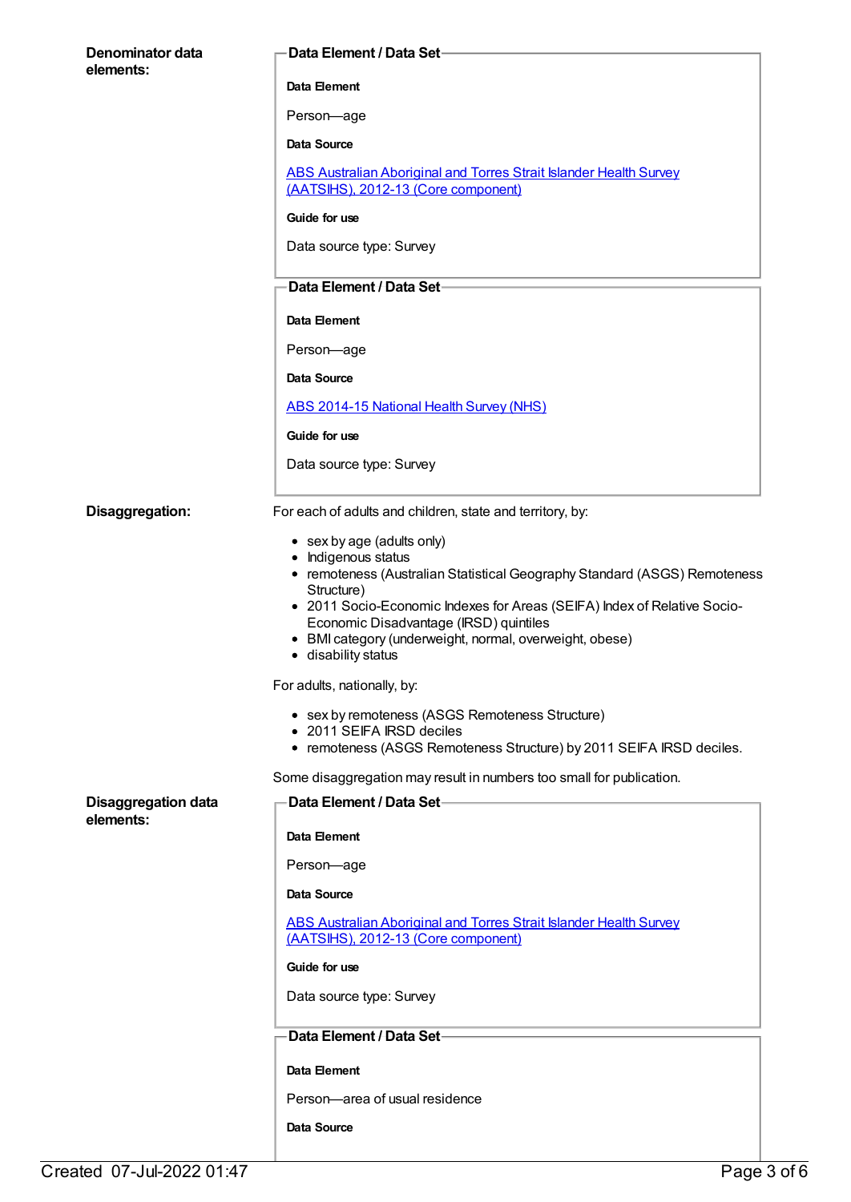**Denominator data elements:**

**Data Element / Data Set**

**Data Element**

Person—age

**Data Source**

[ABS Australian Aboriginal and Torres Strait Islander Health Survey (AATSIHS), 2012-13 (Core component)]

**Guide for use**

Data source type: Survey

**Data Element / Data Set**

**Data Element**

Person—age

**Data Source**

[ABS 2014-15 National Health Survey (NHS)]

**Guide for use**

Data source type: Survey

**Disaggregation:**

For each of adults and children, state and territory, by:

- sex by age (adults only)
- Indigenous status
- remoteness (Australian Statistical Geography Standard (ASGS) Remoteness Structure)
- 2011 Socio-Economic Indexes for Areas (SEIFA) Index of Relative Socio-Economic Disadvantage (IRSD) quintiles
- BMI category (underweight, normal, overweight, obese)
- disability status

For adults, nationally, by:

- sex by remoteness (ASGS Remoteness Structure)
- 2011 SEIFA IRSD deciles
- remoteness (ASGS Remoteness Structure) by 2011 SEIFA IRSD deciles.

Some disaggregation may result in numbers too small for publication.

**Disaggregation data elements:**

**Data Element / Data Set**

**Data Element**

Person—age

**Data Source**

[ABS Australian Aboriginal and Torres Strait Islander Health Survey (AATSIHS), 2012-13 (Core component)]

**Guide for use**

Data source type: Survey

**Data Element / Data Set**

**Data Element**

Person—area of usual residence

**Data Source**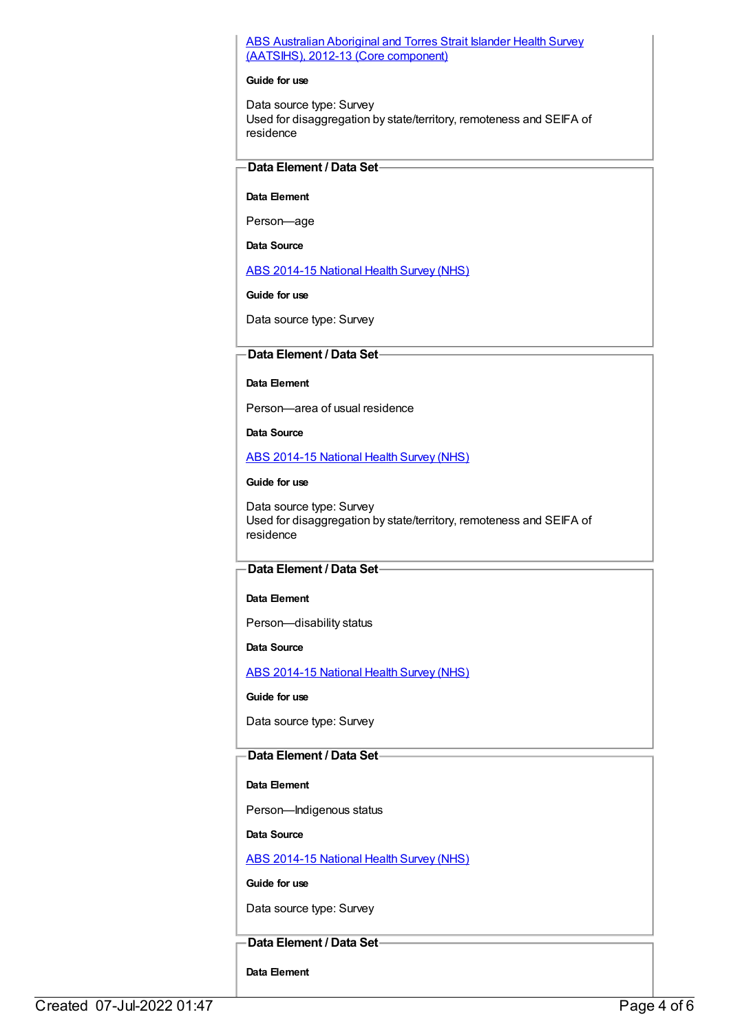[ABS Australian Aboriginal and Torres Strait Islander Health Survey (AATSIHS), 2012-13 (Core component)]

**Guide for use**

Data source type: Survey
Used for disaggregation by state/territory, remoteness and SEIFA of residence

**Data Element / Data Set**

**Data Element**

Person—age

**Data Source**

[ABS 2014-15 National Health Survey (NHS)]

**Guide for use**

Data source type: Survey

**Data Element / Data Set**

**Data Element**

Person—area of usual residence

**Data Source**

[ABS 2014-15 National Health Survey (NHS)]

**Guide for use**

Data source type: Survey
Used for disaggregation by state/territory, remoteness and SEIFA of residence

**Data Element / Data Set**

**Data Element**

Person—disability status

**Data Source**

[ABS 2014-15 National Health Survey (NHS)]

**Guide for use**

Data source type: Survey

**Data Element / Data Set**

**Data Element**

Person—Indigenous status

**Data Source**

[ABS 2014-15 National Health Survey (NHS)]

**Guide for use**

Data source type: Survey

**Data Element / Data Set**

**Data Element**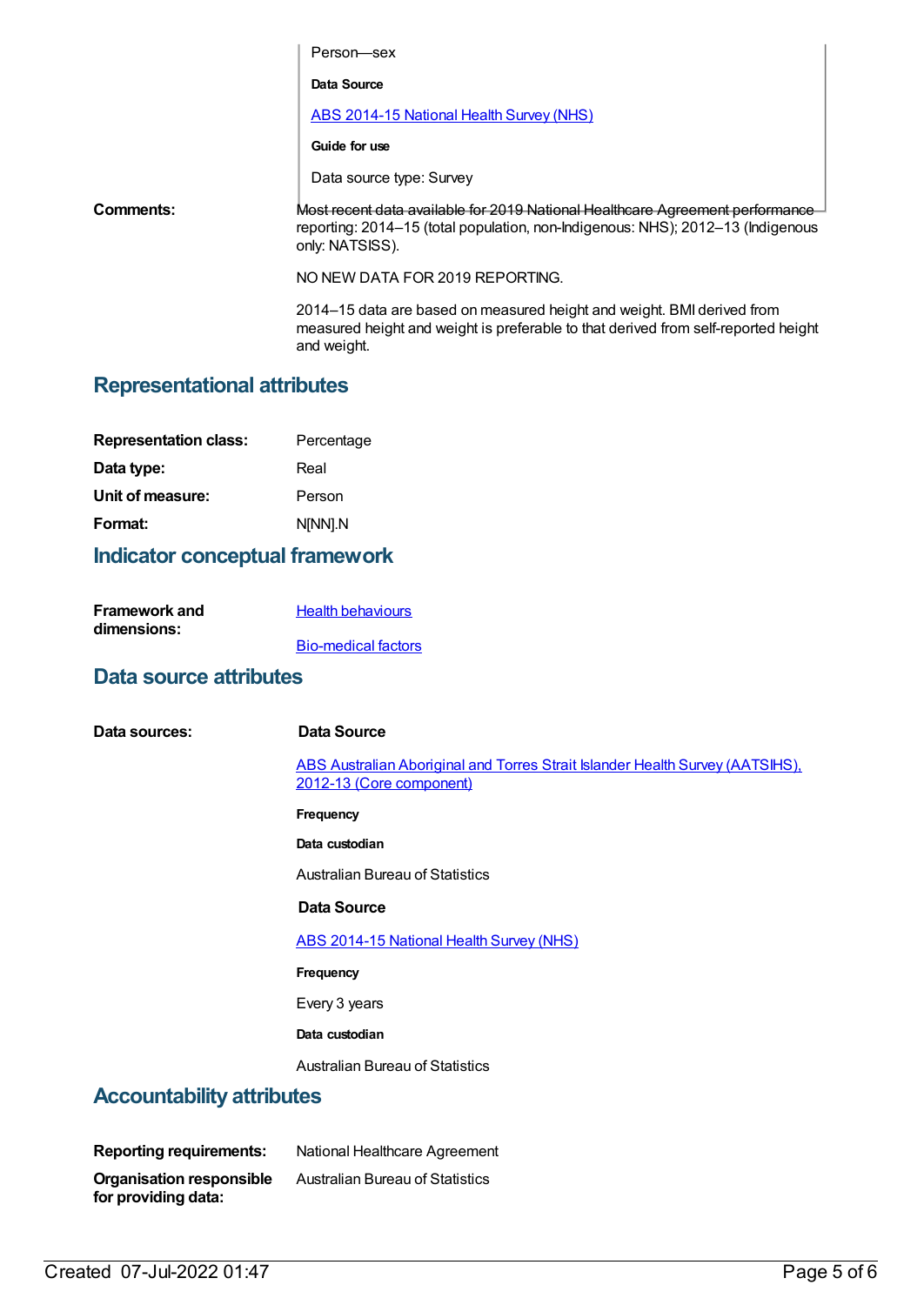Person—sex

**Data Source**

ABS 2014-15 National Health Survey (NHS)

**Guide for use**

Data source type: Survey

**Comments:**

Most recent data available for 2019 National Healthcare Agreement performance reporting: 2014–15 (total population, non-Indigenous: NHS); 2012–13 (Indigenous only: NATSISS).

NO NEW DATA FOR 2019 REPORTING.

2014–15 data are based on measured height and weight. BMI derived from measured height and weight is preferable to that derived from self-reported height and weight.

## Representational attributes

**Representation class:** Percentage

**Data type:** Real

**Unit of measure:** Person

**Format:** N[NN].N

## Indicator conceptual framework

**Framework and dimensions:**

Health behaviours

Bio-medical factors

## Data source attributes

**Data sources:**

**Data Source**

ABS Australian Aboriginal and Torres Strait Islander Health Survey (AATSIHS), 2012-13 (Core component)

**Frequency**

**Data custodian**

Australian Bureau of Statistics

**Data Source**

ABS 2014-15 National Health Survey (NHS)

**Frequency**

Every 3 years

**Data custodian**

Australian Bureau of Statistics

## Accountability attributes

**Reporting requirements:** National Healthcare Agreement

**Organisation responsible for providing data:** Australian Bureau of Statistics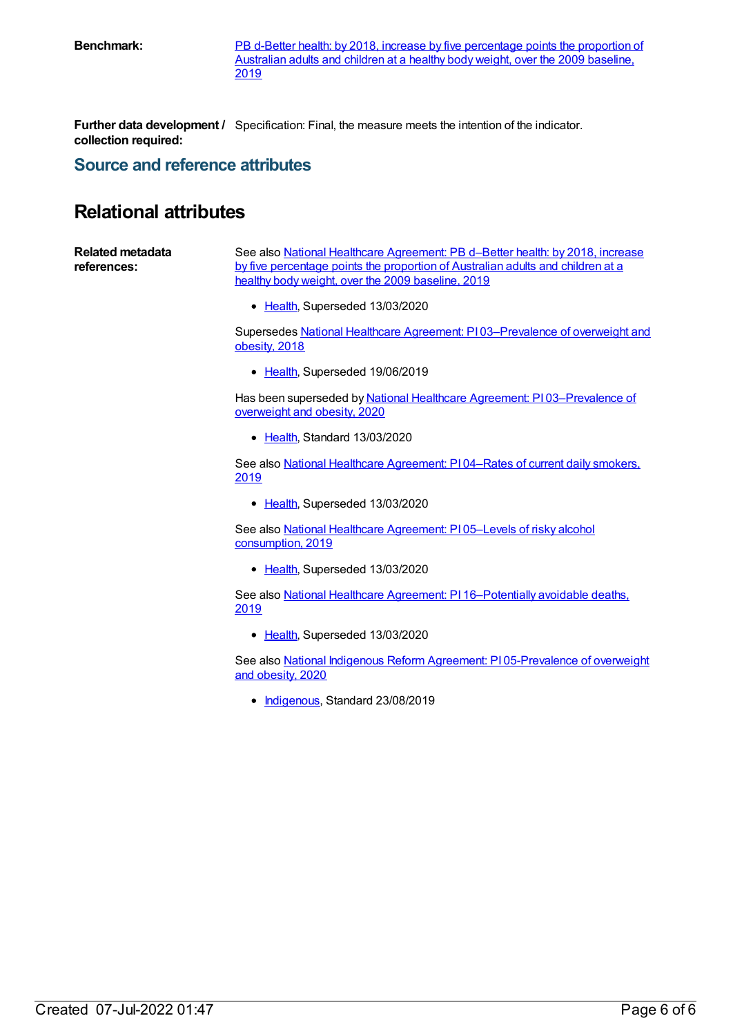**Benchmark:** PB d-Better health: by 2018, increase by five percentage points the proportion of Australian adults and children at a healthy body weight, over the 2009 baseline, 2019

**Further data development / collection required:** Specification: Final, the measure meets the intention of the indicator.

## Source and reference attributes

# Relational attributes

**Related metadata references:**

See also National Healthcare Agreement: PB d–Better health: by 2018, increase by five percentage points the proportion of Australian adults and children at a healthy body weight, over the 2009 baseline, 2019

- Health, Superseded 13/03/2020

Supersedes National Healthcare Agreement: PI 03–Prevalence of overweight and obesity, 2018

- Health, Superseded 19/06/2019

Has been superseded by National Healthcare Agreement: PI 03–Prevalence of overweight and obesity, 2020

- Health, Standard 13/03/2020

See also National Healthcare Agreement: PI 04–Rates of current daily smokers, 2019

- Health, Superseded 13/03/2020

See also National Healthcare Agreement: PI 05–Levels of risky alcohol consumption, 2019

- Health, Superseded 13/03/2020

See also National Healthcare Agreement: PI 16–Potentially avoidable deaths, 2019

- Health, Superseded 13/03/2020

See also National Indigenous Reform Agreement: PI 05-Prevalence of overweight and obesity, 2020

- Indigenous, Standard 23/08/2019